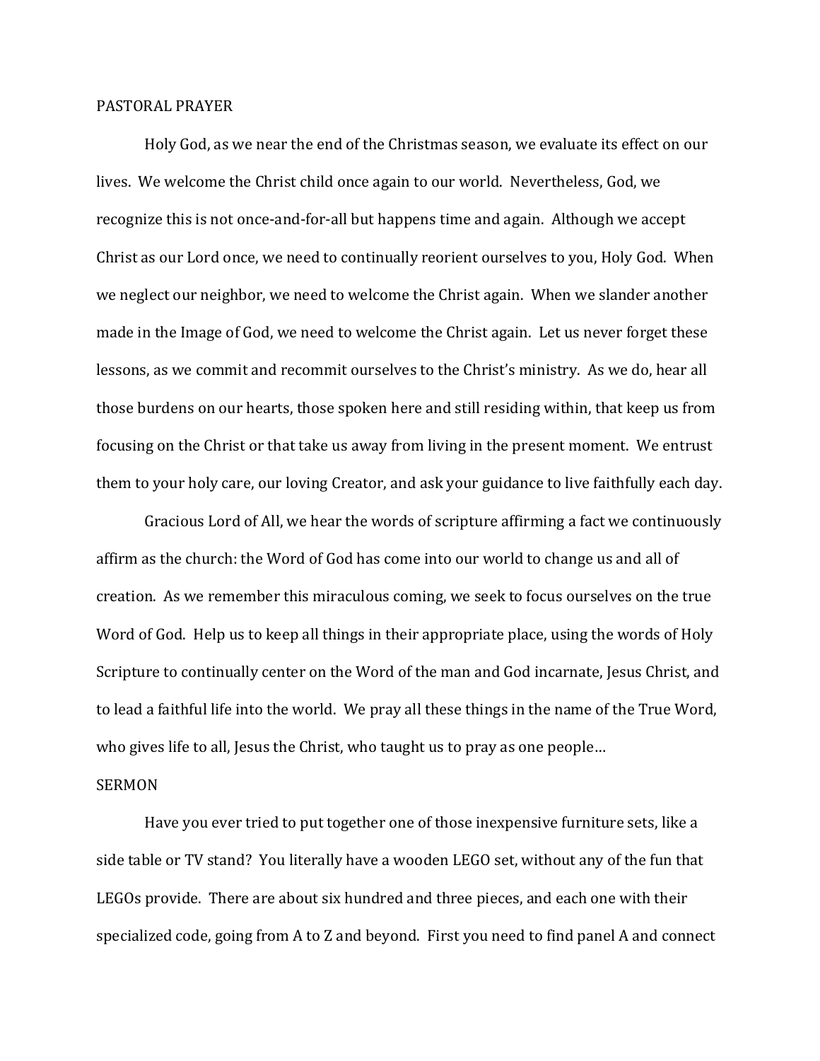## PASTORAL PRAYER

Holy God, as we near the end of the Christmas season, we evaluate its effect on our lives. We welcome the Christ child once again to our world. Nevertheless, God, we recognize this is not once-and-for-all but happens time and again. Although we accept Christ as our Lord once, we need to continually reorient ourselves to you, Holy God. When we neglect our neighbor, we need to welcome the Christ again. When we slander another made in the Image of God, we need to welcome the Christ again. Let us never forget these lessons, as we commit and recommit ourselves to the Christ's ministry. As we do, hear all those burdens on our hearts, those spoken here and still residing within, that keep us from focusing on the Christ or that take us away from living in the present moment. We entrust them to your holy care, our loving Creator, and ask your guidance to live faithfully each day.

Gracious Lord of All, we hear the words of scripture affirming a fact we continuously affirm as the church: the Word of God has come into our world to change us and all of creation. As we remember this miraculous coming, we seek to focus ourselves on the true Word of God. Help us to keep all things in their appropriate place, using the words of Holy Scripture to continually center on the Word of the man and God incarnate, Jesus Christ, and to lead a faithful life into the world. We pray all these things in the name of the True Word, who gives life to all, Jesus the Christ, who taught us to pray as one people…

## SERMON

Have you ever tried to put together one of those inexpensive furniture sets, like a side table or TV stand? You literally have a wooden LEGO set, without any of the fun that LEGOs provide. There are about six hundred and three pieces, and each one with their specialized code, going from A to Z and beyond. First you need to find panel A and connect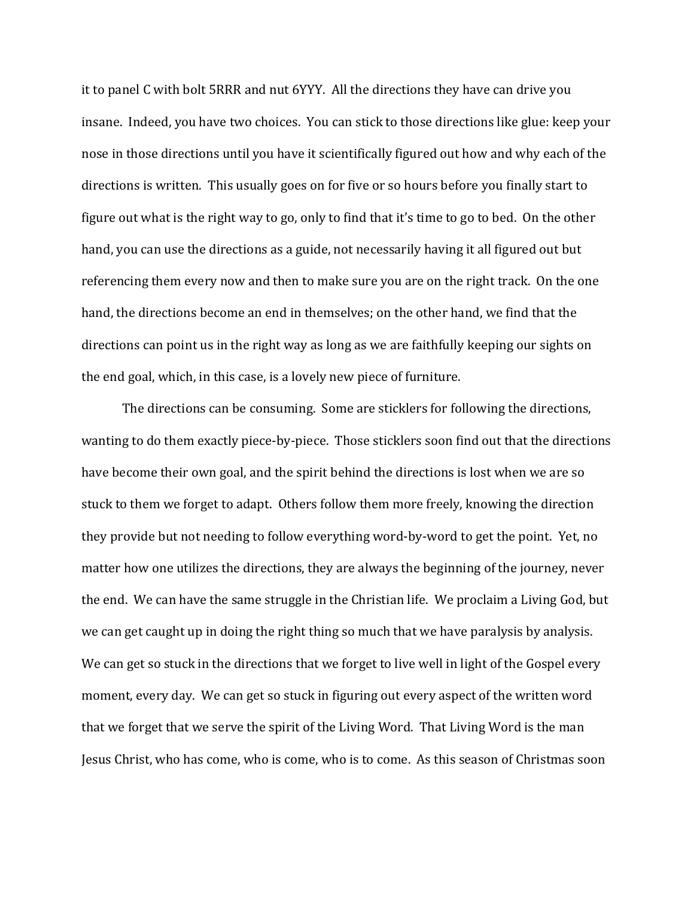it to panel C with bolt 5RRR and nut 6YYY. All the directions they have can drive you insane. Indeed, you have two choices. You can stick to those directions like glue: keep your nose in those directions until you have it scientifically figured out how and why each of the directions is written. This usually goes on for five or so hours before you finally start to figure out what is the right way to go, only to find that it's time to go to bed. On the other hand, you can use the directions as a guide, not necessarily having it all figured out but referencing them every now and then to make sure you are on the right track. On the one hand, the directions become an end in themselves; on the other hand, we find that the directions can point us in the right way as long as we are faithfully keeping our sights on the end goal, which, in this case, is a lovely new piece of furniture.

The directions can be consuming. Some are sticklers for following the directions, wanting to do them exactly piece-by-piece. Those sticklers soon find out that the directions have become their own goal, and the spirit behind the directions is lost when we are so stuck to them we forget to adapt. Others follow them more freely, knowing the direction they provide but not needing to follow everything word-by-word to get the point. Yet, no matter how one utilizes the directions, they are always the beginning of the journey, never the end. We can have the same struggle in the Christian life. We proclaim a Living God, but we can get caught up in doing the right thing so much that we have paralysis by analysis. We can get so stuck in the directions that we forget to live well in light of the Gospel every moment, every day. We can get so stuck in figuring out every aspect of the written word that we forget that we serve the spirit of the Living Word. That Living Word is the man Jesus Christ, who has come, who is come, who is to come. As this season of Christmas soon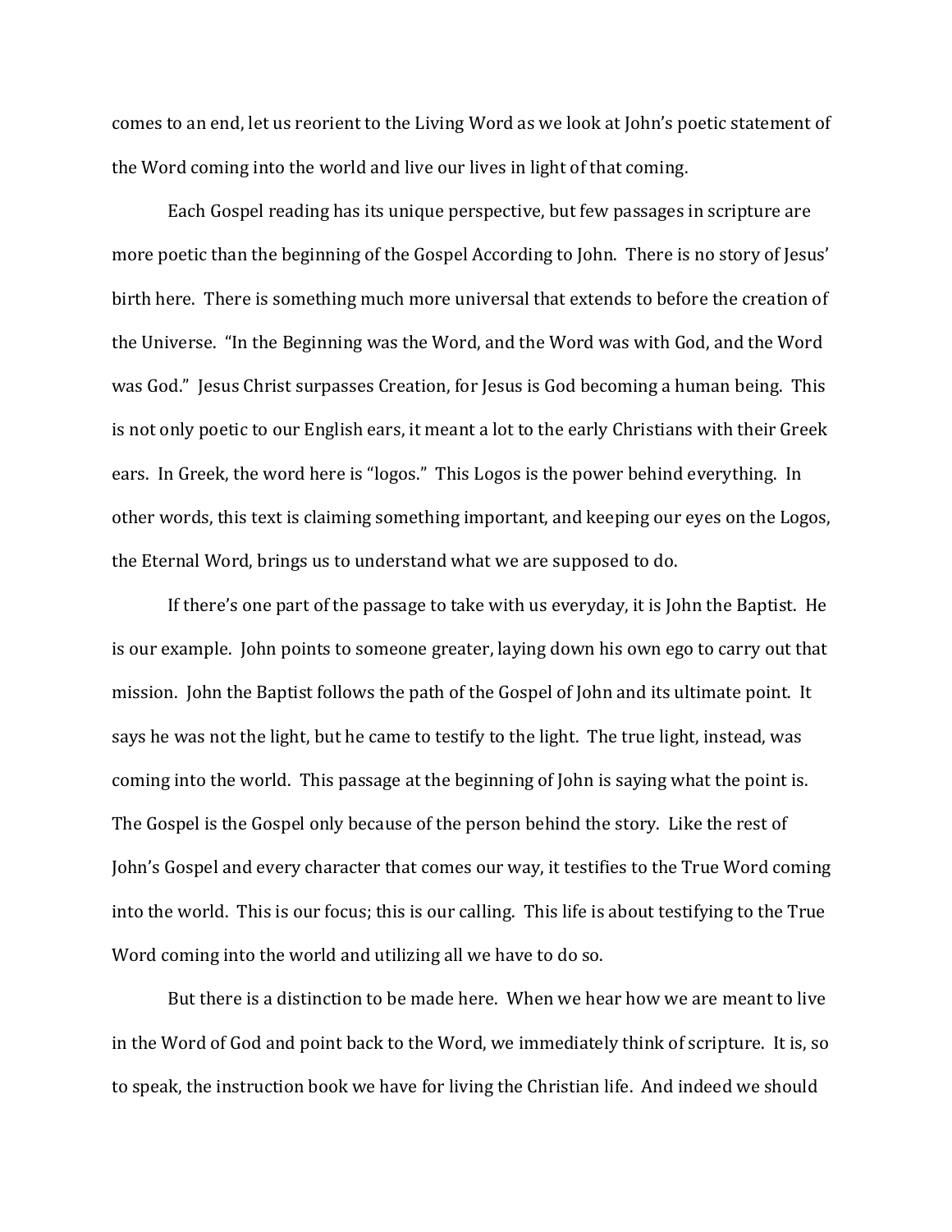comes to an end, let us reorient to the Living Word as we look at John's poetic statement of the Word coming into the world and live our lives in light of that coming.

Each Gospel reading has its unique perspective, but few passages in scripture are more poetic than the beginning of the Gospel According to John. There is no story of Jesus' birth here. There is something much more universal that extends to before the creation of the Universe. "In the Beginning was the Word, and the Word was with God, and the Word was God." Jesus Christ surpasses Creation, for Jesus is God becoming a human being. This is not only poetic to our English ears, it meant a lot to the early Christians with their Greek ears. In Greek, the word here is "logos." This Logos is the power behind everything. In other words, this text is claiming something important, and keeping our eyes on the Logos, the Eternal Word, brings us to understand what we are supposed to do.

If there's one part of the passage to take with us everyday, it is John the Baptist. He is our example. John points to someone greater, laying down his own ego to carry out that mission. John the Baptist follows the path of the Gospel of John and its ultimate point. It says he was not the light, but he came to testify to the light. The true light, instead, was coming into the world. This passage at the beginning of John is saying what the point is. The Gospel is the Gospel only because of the person behind the story. Like the rest of John's Gospel and every character that comes our way, it testifies to the True Word coming into the world. This is our focus; this is our calling. This life is about testifying to the True Word coming into the world and utilizing all we have to do so.

But there is a distinction to be made here. When we hear how we are meant to live in the Word of God and point back to the Word, we immediately think of scripture. It is, so to speak, the instruction book we have for living the Christian life. And indeed we should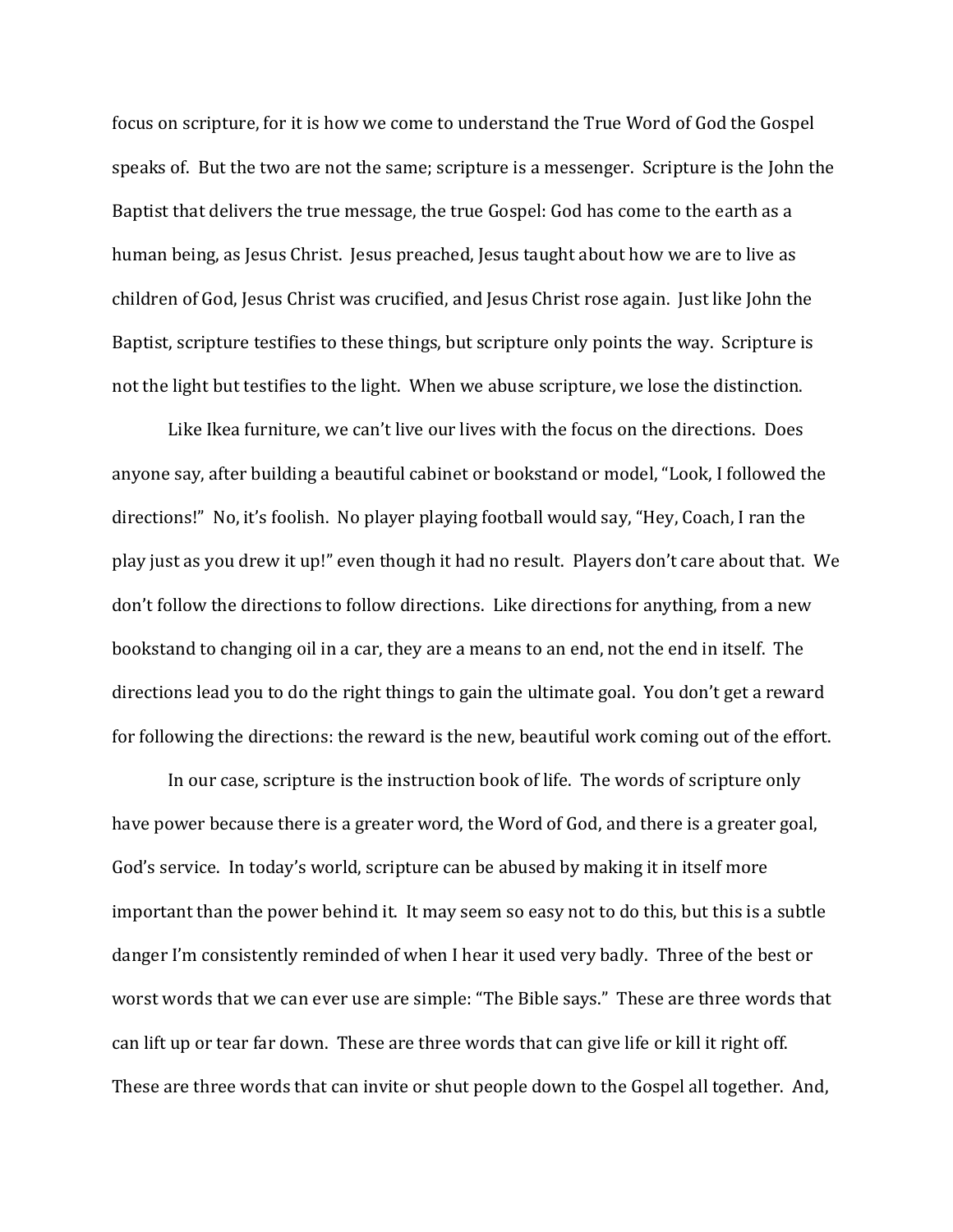focus on scripture, for it is how we come to understand the True Word of God the Gospel speaks of. But the two are not the same; scripture is a messenger. Scripture is the John the Baptist that delivers the true message, the true Gospel: God has come to the earth as a human being, as Jesus Christ. Jesus preached, Jesus taught about how we are to live as children of God, Jesus Christ was crucified, and Jesus Christ rose again. Just like John the Baptist, scripture testifies to these things, but scripture only points the way. Scripture is not the light but testifies to the light. When we abuse scripture, we lose the distinction.

Like Ikea furniture, we can't live our lives with the focus on the directions. Does anyone say, after building a beautiful cabinet or bookstand or model, "Look, I followed the directions!" No, it's foolish. No player playing football would say, "Hey, Coach, I ran the play just as you drew it up!" even though it had no result. Players don't care about that. We don't follow the directions to follow directions. Like directions for anything, from a new bookstand to changing oil in a car, they are a means to an end, not the end in itself. The directions lead you to do the right things to gain the ultimate goal. You don't get a reward for following the directions: the reward is the new, beautiful work coming out of the effort.

In our case, scripture is the instruction book of life. The words of scripture only have power because there is a greater word, the Word of God, and there is a greater goal, God's service. In today's world, scripture can be abused by making it in itself more important than the power behind it. It may seem so easy not to do this, but this is a subtle danger I'm consistently reminded of when I hear it used very badly. Three of the best or worst words that we can ever use are simple: "The Bible says." These are three words that can lift up or tear far down. These are three words that can give life or kill it right off. These are three words that can invite or shut people down to the Gospel all together. And,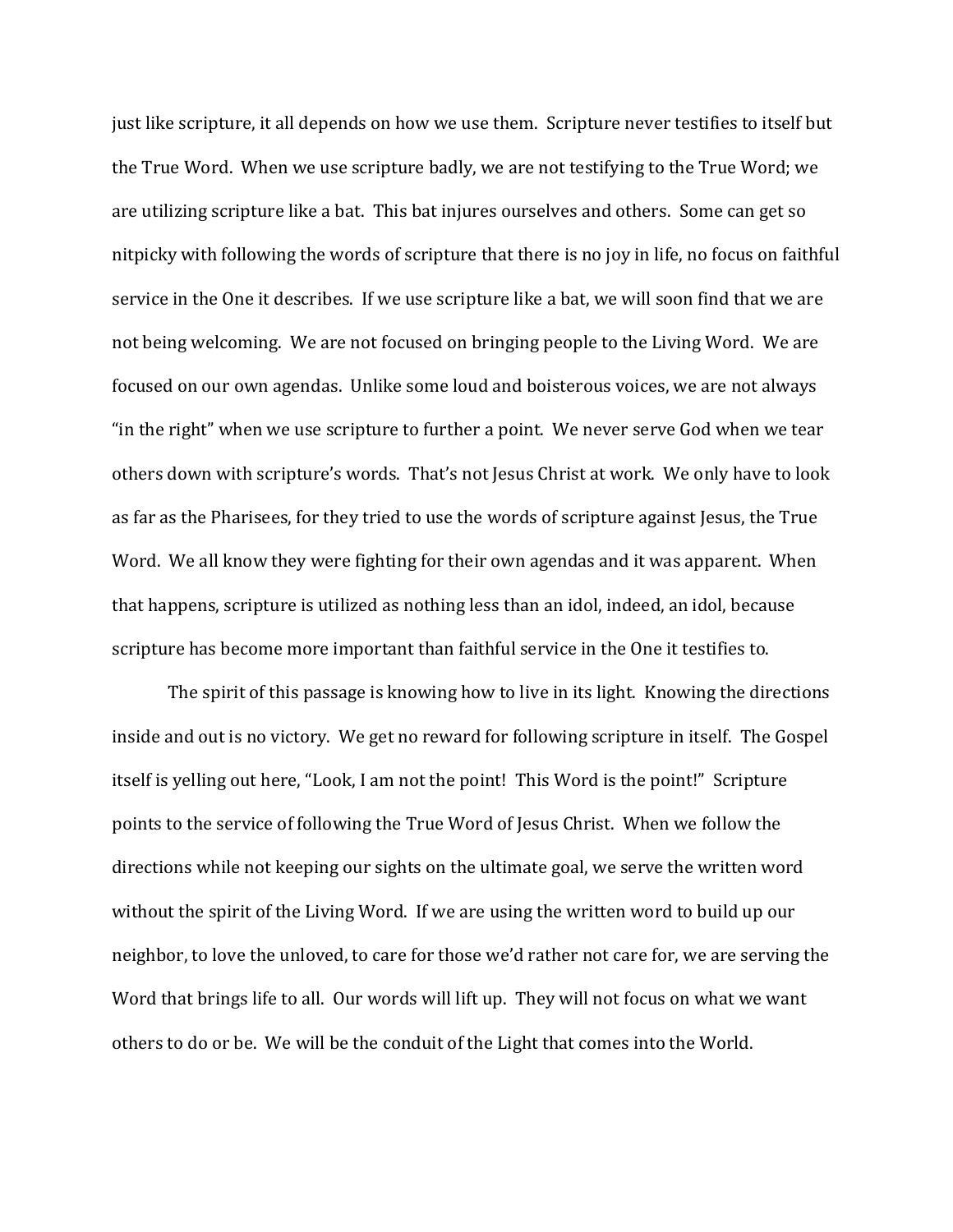just like scripture, it all depends on how we use them. Scripture never testifies to itself but the True Word. When we use scripture badly, we are not testifying to the True Word; we are utilizing scripture like a bat. This bat injures ourselves and others. Some can get so nitpicky with following the words of scripture that there is no joy in life, no focus on faithful service in the One it describes. If we use scripture like a bat, we will soon find that we are not being welcoming. We are not focused on bringing people to the Living Word. We are focused on our own agendas. Unlike some loud and boisterous voices, we are not always "in the right" when we use scripture to further a point. We never serve God when we tear others down with scripture's words. That's not Jesus Christ at work. We only have to look as far as the Pharisees, for they tried to use the words of scripture against Jesus, the True Word. We all know they were fighting for their own agendas and it was apparent. When that happens, scripture is utilized as nothing less than an idol, indeed, an idol, because scripture has become more important than faithful service in the One it testifies to.

The spirit of this passage is knowing how to live in its light. Knowing the directions inside and out is no victory. We get no reward for following scripture in itself. The Gospel itself is yelling out here, "Look, I am not the point! This Word is the point!" Scripture points to the service of following the True Word of Jesus Christ. When we follow the directions while not keeping our sights on the ultimate goal, we serve the written word without the spirit of the Living Word. If we are using the written word to build up our neighbor, to love the unloved, to care for those we'd rather not care for, we are serving the Word that brings life to all. Our words will lift up. They will not focus on what we want others to do or be. We will be the conduit of the Light that comes into the World.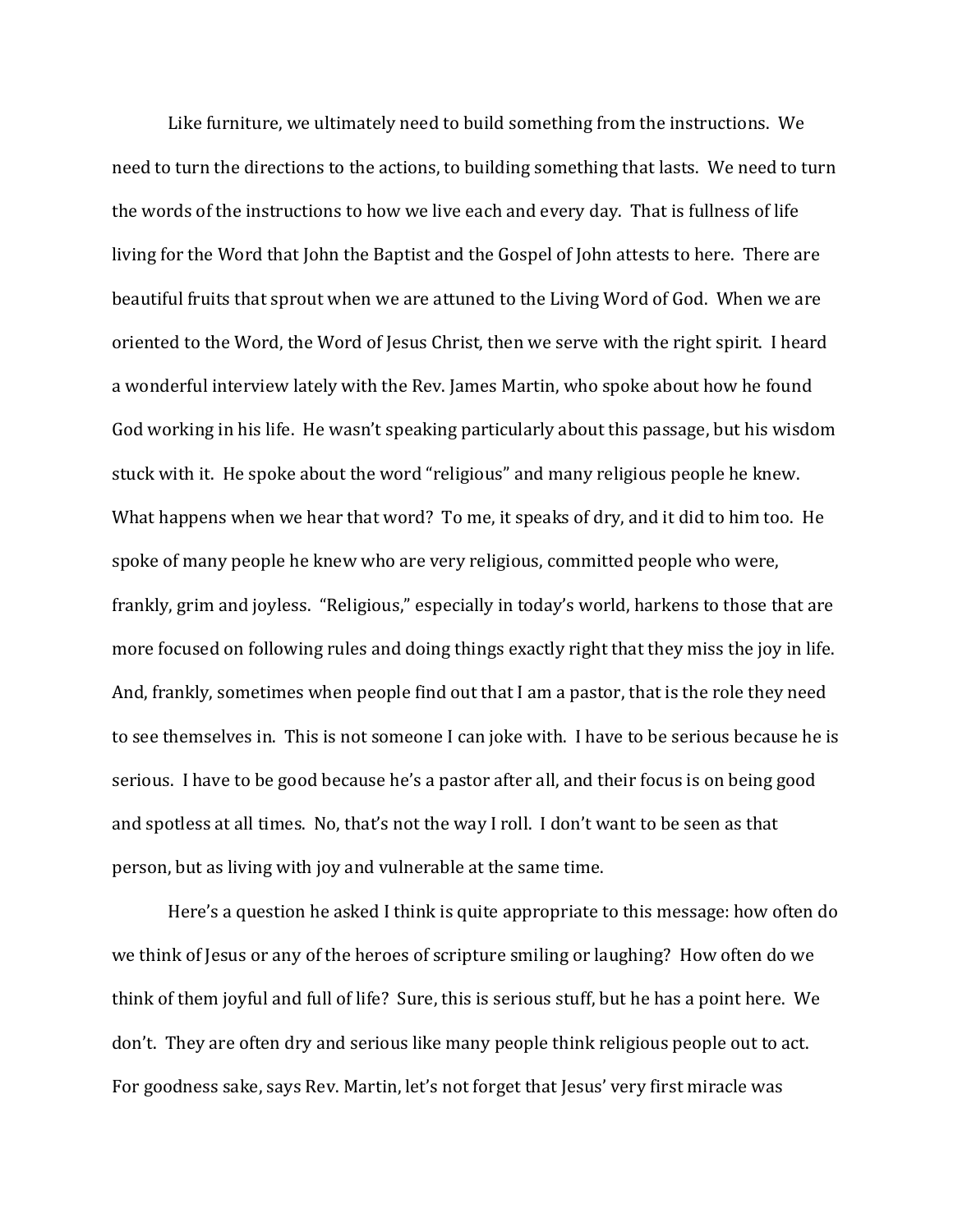Like furniture, we ultimately need to build something from the instructions. We need to turn the directions to the actions, to building something that lasts. We need to turn the words of the instructions to how we live each and every day. That is fullness of life living for the Word that John the Baptist and the Gospel of John attests to here. There are beautiful fruits that sprout when we are attuned to the Living Word of God. When we are oriented to the Word, the Word of Jesus Christ, then we serve with the right spirit. I heard a wonderful interview lately with the Rev. James Martin, who spoke about how he found God working in his life. He wasn't speaking particularly about this passage, but his wisdom stuck with it. He spoke about the word "religious" and many religious people he knew. What happens when we hear that word? To me, it speaks of dry, and it did to him too. He spoke of many people he knew who are very religious, committed people who were, frankly, grim and joyless. "Religious," especially in today's world, harkens to those that are more focused on following rules and doing things exactly right that they miss the joy in life. And, frankly, sometimes when people find out that I am a pastor, that is the role they need to see themselves in. This is not someone I can joke with. I have to be serious because he is serious. I have to be good because he's a pastor after all, and their focus is on being good and spotless at all times. No, that's not the way I roll. I don't want to be seen as that person, but as living with joy and vulnerable at the same time.

Here's a question he asked I think is quite appropriate to this message: how often do we think of Jesus or any of the heroes of scripture smiling or laughing? How often do we think of them joyful and full of life? Sure, this is serious stuff, but he has a point here. We don't. They are often dry and serious like many people think religious people out to act. For goodness sake, says Rev. Martin, let's not forget that Jesus' very first miracle was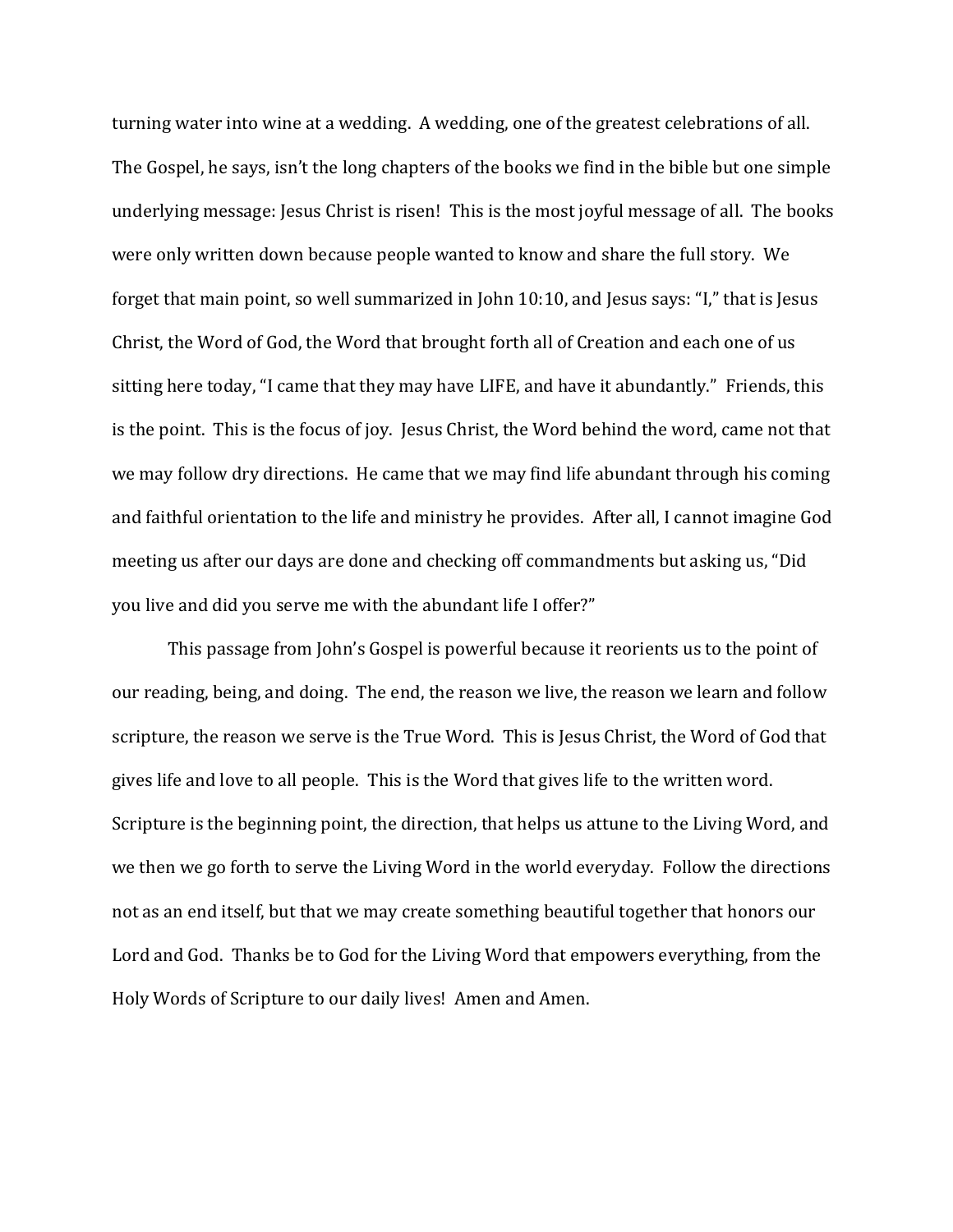turning water into wine at a wedding. A wedding, one of the greatest celebrations of all. The Gospel, he says, isn't the long chapters of the books we find in the bible but one simple underlying message: Jesus Christ is risen! This is the most joyful message of all. The books were only written down because people wanted to know and share the full story. We forget that main point, so well summarized in John 10:10, and Jesus says: "I," that is Jesus Christ, the Word of God, the Word that brought forth all of Creation and each one of us sitting here today, "I came that they may have LIFE, and have it abundantly." Friends, this is the point. This is the focus of joy. Jesus Christ, the Word behind the word, came not that we may follow dry directions. He came that we may find life abundant through his coming and faithful orientation to the life and ministry he provides. After all, I cannot imagine God meeting us after our days are done and checking off commandments but asking us, "Did you live and did you serve me with the abundant life I offer?"

This passage from John's Gospel is powerful because it reorients us to the point of our reading, being, and doing. The end, the reason we live, the reason we learn and follow scripture, the reason we serve is the True Word. This is Jesus Christ, the Word of God that gives life and love to all people. This is the Word that gives life to the written word. Scripture is the beginning point, the direction, that helps us attune to the Living Word, and we then we go forth to serve the Living Word in the world everyday. Follow the directions not as an end itself, but that we may create something beautiful together that honors our Lord and God. Thanks be to God for the Living Word that empowers everything, from the Holy Words of Scripture to our daily lives! Amen and Amen.